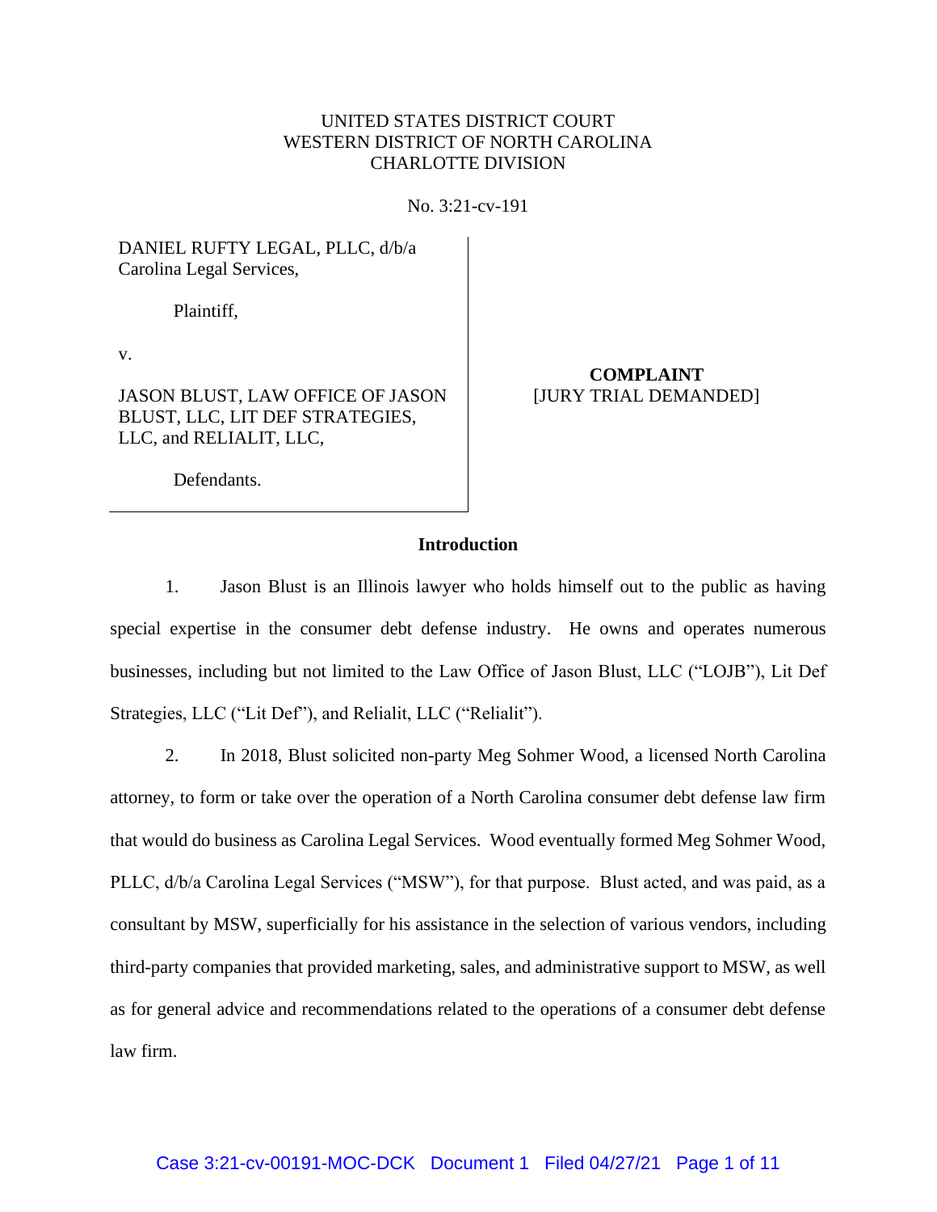UNITED STATES DISTRICT COURT
WESTERN DISTRICT OF NORTH CAROLINA
CHARLOTTE DIVISION

No. 3:21-cv-191

DANIEL RUFTY LEGAL, PLLC, d/b/a Carolina Legal Services,

Plaintiff,

v.

JASON BLUST, LAW OFFICE OF JASON BLUST, LLC, LIT DEF STRATEGIES, LLC, and RELIALIT, LLC,

Defendants.

**COMPLAINT**
[JURY TRIAL DEMANDED]

## Introduction

1. Jason Blust is an Illinois lawyer who holds himself out to the public as having special expertise in the consumer debt defense industry. He owns and operates numerous businesses, including but not limited to the Law Office of Jason Blust, LLC ("LOJB"), Lit Def Strategies, LLC ("Lit Def"), and Relialit, LLC ("Relialit").

2. In 2018, Blust solicited non-party Meg Sohmer Wood, a licensed North Carolina attorney, to form or take over the operation of a North Carolina consumer debt defense law firm that would do business as Carolina Legal Services. Wood eventually formed Meg Sohmer Wood, PLLC, d/b/a Carolina Legal Services ("MSW"), for that purpose. Blust acted, and was paid, as a consultant by MSW, superficially for his assistance in the selection of various vendors, including third-party companies that provided marketing, sales, and administrative support to MSW, as well as for general advice and recommendations related to the operations of a consumer debt defense law firm.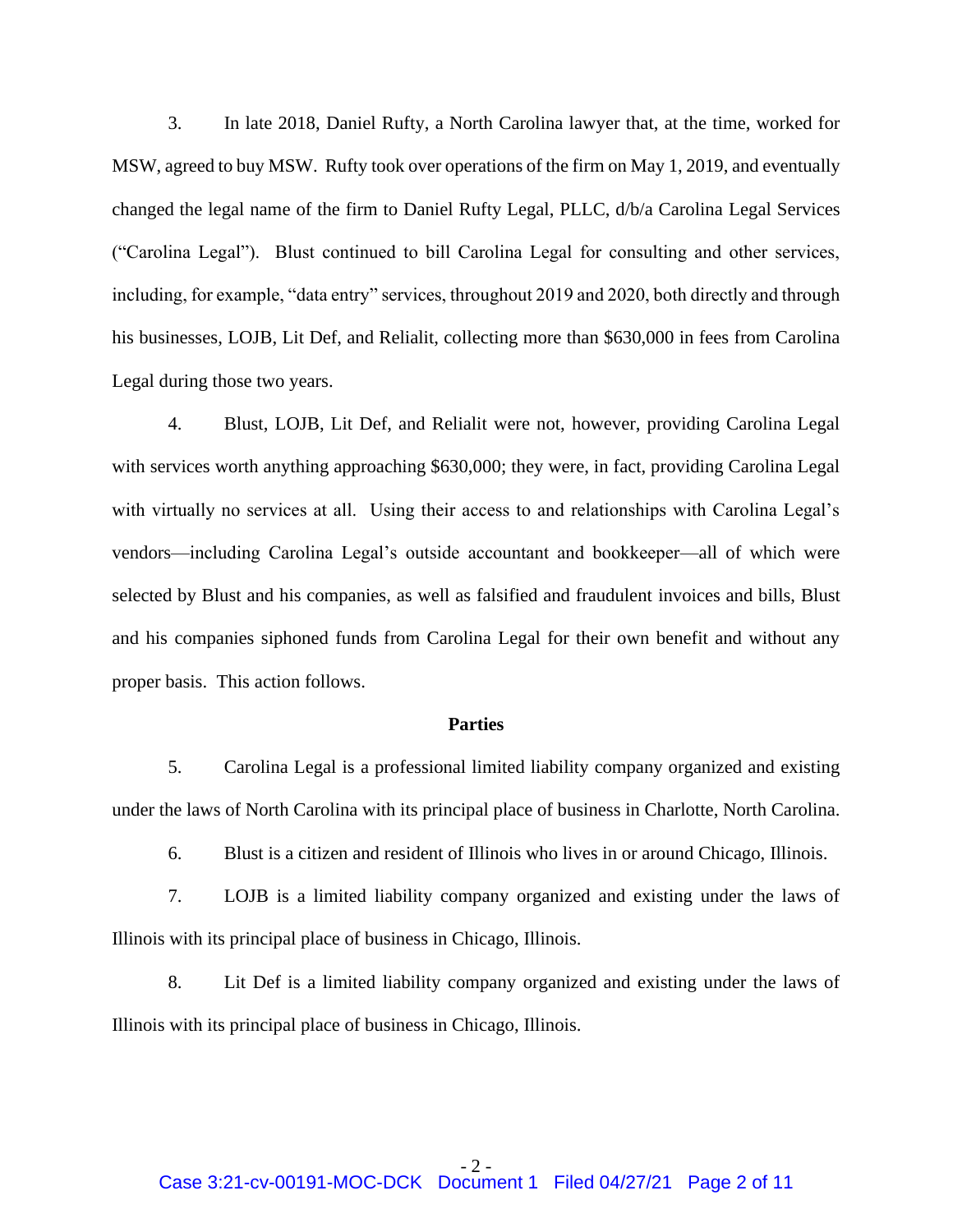3. In late 2018, Daniel Rufty, a North Carolina lawyer that, at the time, worked for MSW, agreed to buy MSW. Rufty took over operations of the firm on May 1, 2019, and eventually changed the legal name of the firm to Daniel Rufty Legal, PLLC, d/b/a Carolina Legal Services ("Carolina Legal"). Blust continued to bill Carolina Legal for consulting and other services, including, for example, "data entry" services, throughout 2019 and 2020, both directly and through his businesses, LOJB, Lit Def, and Relialit, collecting more than $630,000 in fees from Carolina Legal during those two years.

4. Blust, LOJB, Lit Def, and Relialit were not, however, providing Carolina Legal with services worth anything approaching $630,000; they were, in fact, providing Carolina Legal with virtually no services at all. Using their access to and relationships with Carolina Legal's vendors—including Carolina Legal's outside accountant and bookkeeper—all of which were selected by Blust and his companies, as well as falsified and fraudulent invoices and bills, Blust and his companies siphoned funds from Carolina Legal for their own benefit and without any proper basis. This action follows.

**Parties**

5. Carolina Legal is a professional limited liability company organized and existing under the laws of North Carolina with its principal place of business in Charlotte, North Carolina.

6. Blust is a citizen and resident of Illinois who lives in or around Chicago, Illinois.

7. LOJB is a limited liability company organized and existing under the laws of Illinois with its principal place of business in Chicago, Illinois.

8. Lit Def is a limited liability company organized and existing under the laws of Illinois with its principal place of business in Chicago, Illinois.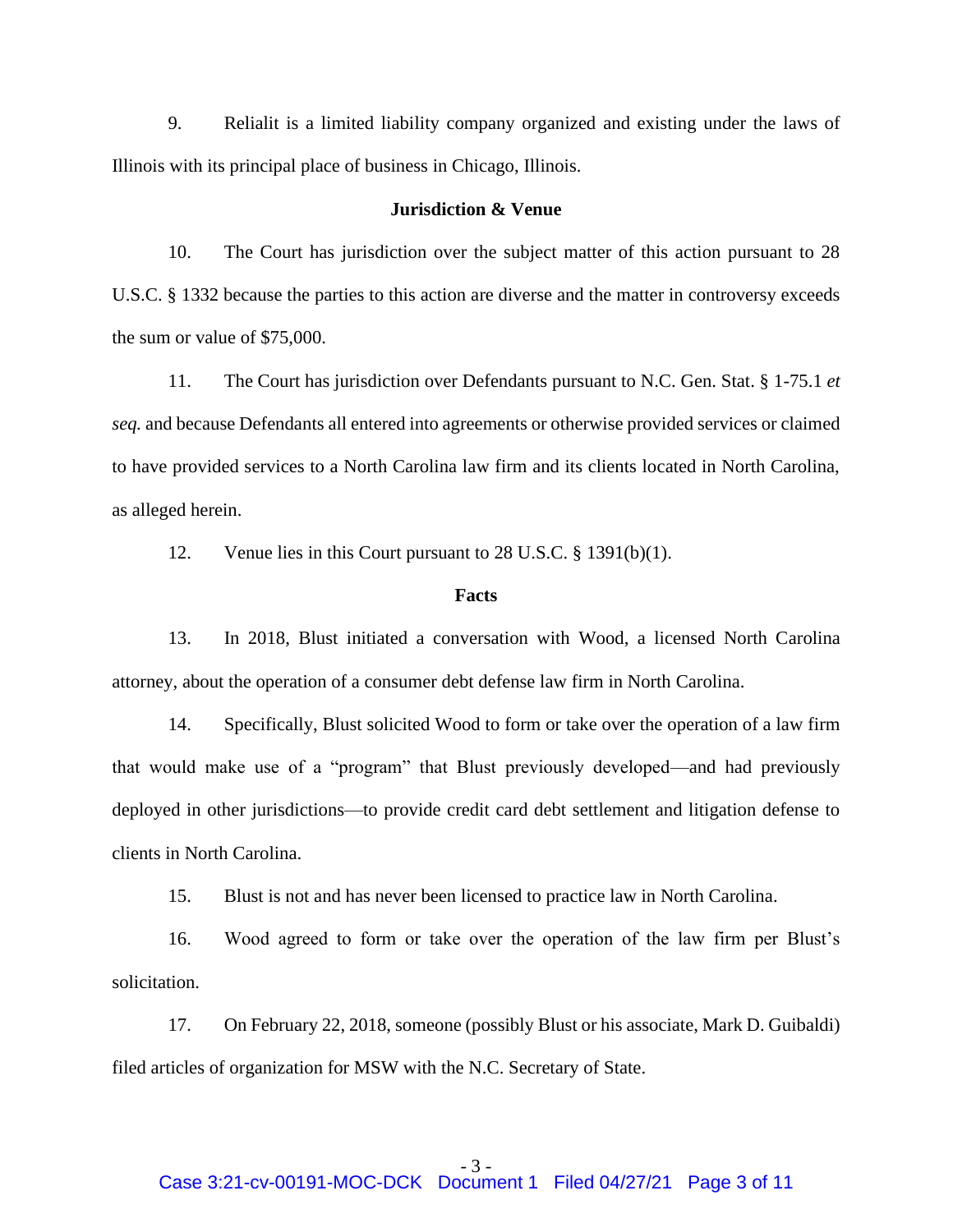9. Relialit is a limited liability company organized and existing under the laws of Illinois with its principal place of business in Chicago, Illinois.

**Jurisdiction & Venue**

10. The Court has jurisdiction over the subject matter of this action pursuant to 28 U.S.C. § 1332 because the parties to this action are diverse and the matter in controversy exceeds the sum or value of $75,000.

11. The Court has jurisdiction over Defendants pursuant to N.C. Gen. Stat. § 1-75.1 *et seq.* and because Defendants all entered into agreements or otherwise provided services or claimed to have provided services to a North Carolina law firm and its clients located in North Carolina, as alleged herein.

12. Venue lies in this Court pursuant to 28 U.S.C. § 1391(b)(1).

**Facts**

13. In 2018, Blust initiated a conversation with Wood, a licensed North Carolina attorney, about the operation of a consumer debt defense law firm in North Carolina.

14. Specifically, Blust solicited Wood to form or take over the operation of a law firm that would make use of a "program" that Blust previously developed—and had previously deployed in other jurisdictions—to provide credit card debt settlement and litigation defense to clients in North Carolina.

15. Blust is not and has never been licensed to practice law in North Carolina.

16. Wood agreed to form or take over the operation of the law firm per Blust's solicitation.

17. On February 22, 2018, someone (possibly Blust or his associate, Mark D. Guibaldi) filed articles of organization for MSW with the N.C. Secretary of State.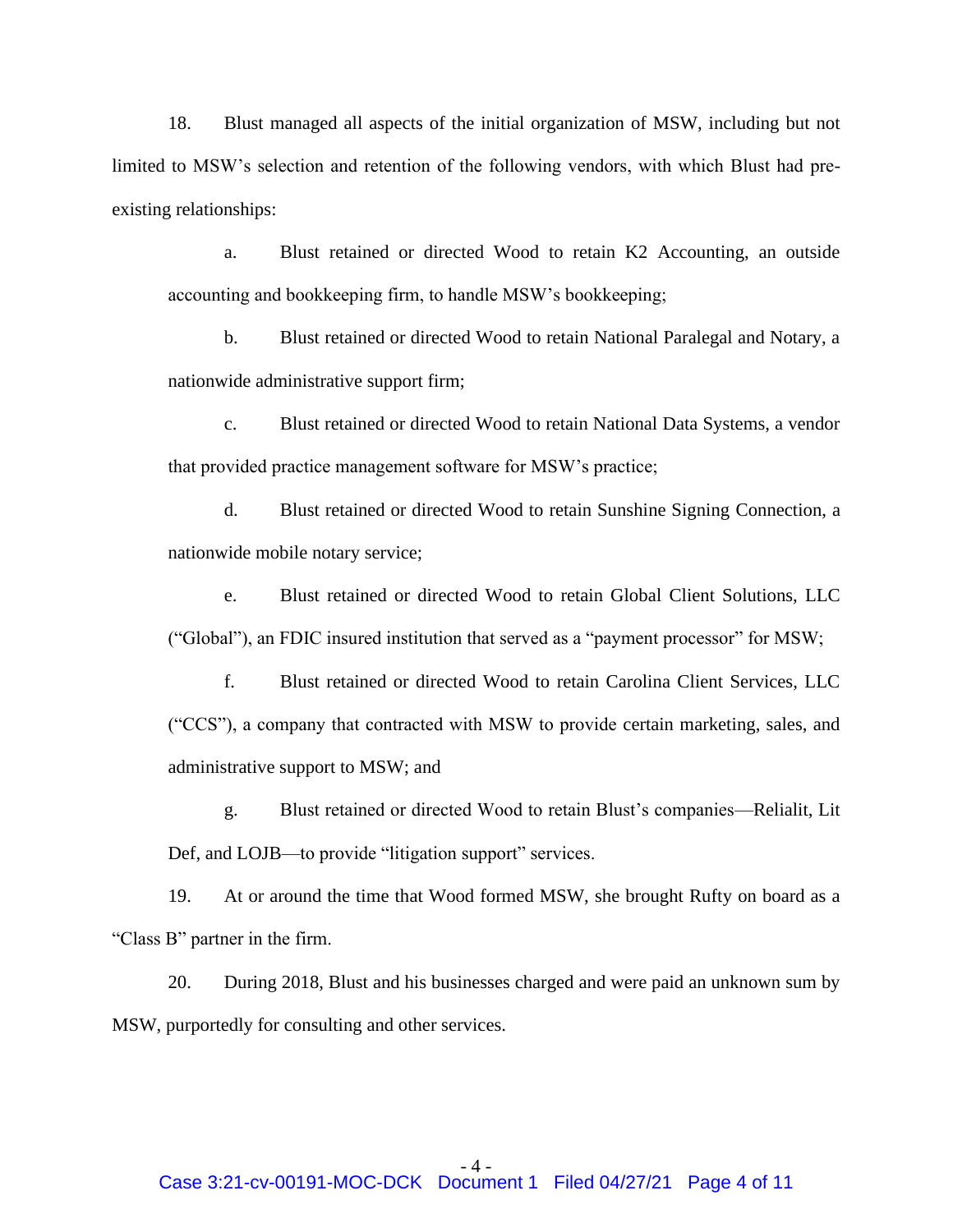18. Blust managed all aspects of the initial organization of MSW, including but not limited to MSW's selection and retention of the following vendors, with which Blust had pre-existing relationships:

a. Blust retained or directed Wood to retain K2 Accounting, an outside accounting and bookkeeping firm, to handle MSW's bookkeeping;

b. Blust retained or directed Wood to retain National Paralegal and Notary, a nationwide administrative support firm;

c. Blust retained or directed Wood to retain National Data Systems, a vendor that provided practice management software for MSW's practice;

d. Blust retained or directed Wood to retain Sunshine Signing Connection, a nationwide mobile notary service;

e. Blust retained or directed Wood to retain Global Client Solutions, LLC ("Global"), an FDIC insured institution that served as a "payment processor" for MSW;

f. Blust retained or directed Wood to retain Carolina Client Services, LLC ("CCS"), a company that contracted with MSW to provide certain marketing, sales, and administrative support to MSW; and

g. Blust retained or directed Wood to retain Blust's companies—Relialit, Lit Def, and LOJB—to provide "litigation support" services.

19. At or around the time that Wood formed MSW, she brought Rufty on board as a "Class B" partner in the firm.

20. During 2018, Blust and his businesses charged and were paid an unknown sum by MSW, purportedly for consulting and other services.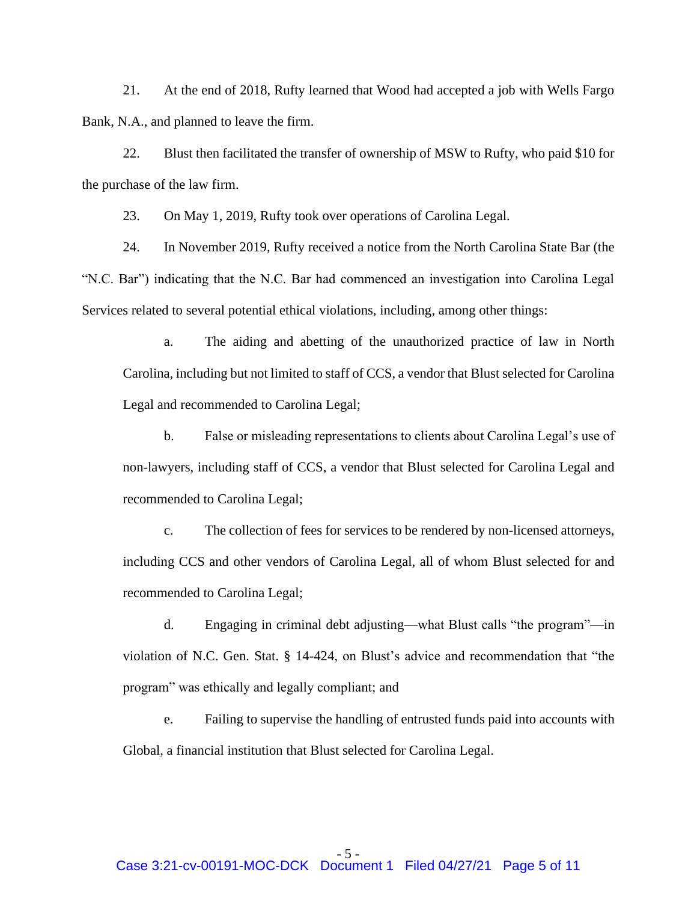21. At the end of 2018, Rufty learned that Wood had accepted a job with Wells Fargo Bank, N.A., and planned to leave the firm.

22. Blust then facilitated the transfer of ownership of MSW to Rufty, who paid $10 for the purchase of the law firm.

23. On May 1, 2019, Rufty took over operations of Carolina Legal.

24. In November 2019, Rufty received a notice from the North Carolina State Bar (the "N.C. Bar") indicating that the N.C. Bar had commenced an investigation into Carolina Legal Services related to several potential ethical violations, including, among other things:

a. The aiding and abetting of the unauthorized practice of law in North Carolina, including but not limited to staff of CCS, a vendor that Blust selected for Carolina Legal and recommended to Carolina Legal;

b. False or misleading representations to clients about Carolina Legal's use of non-lawyers, including staff of CCS, a vendor that Blust selected for Carolina Legal and recommended to Carolina Legal;

c. The collection of fees for services to be rendered by non-licensed attorneys, including CCS and other vendors of Carolina Legal, all of whom Blust selected for and recommended to Carolina Legal;

d. Engaging in criminal debt adjusting—what Blust calls "the program"—in violation of N.C. Gen. Stat. § 14-424, on Blust's advice and recommendation that "the program" was ethically and legally compliant; and

e. Failing to supervise the handling of entrusted funds paid into accounts with Global, a financial institution that Blust selected for Carolina Legal.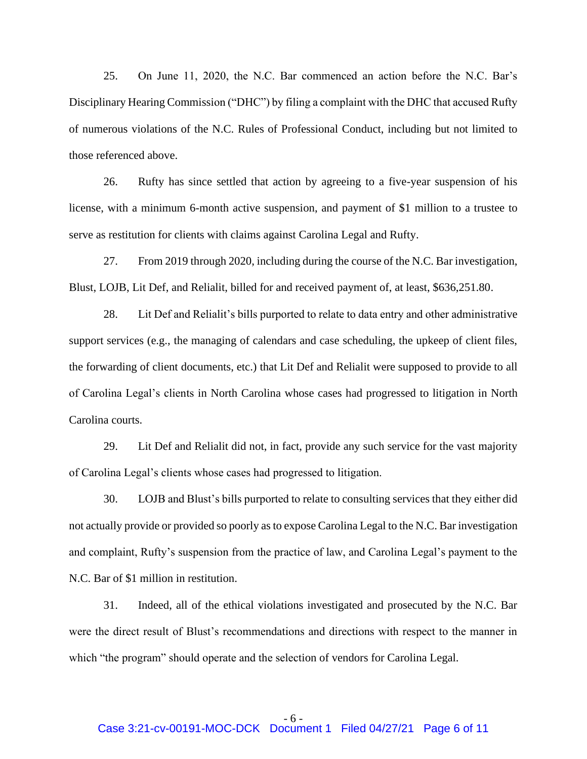25. On June 11, 2020, the N.C. Bar commenced an action before the N.C. Bar's Disciplinary Hearing Commission ("DHC") by filing a complaint with the DHC that accused Rufty of numerous violations of the N.C. Rules of Professional Conduct, including but not limited to those referenced above.

26. Rufty has since settled that action by agreeing to a five-year suspension of his license, with a minimum 6-month active suspension, and payment of $1 million to a trustee to serve as restitution for clients with claims against Carolina Legal and Rufty.

27. From 2019 through 2020, including during the course of the N.C. Bar investigation, Blust, LOJB, Lit Def, and Relialit, billed for and received payment of, at least, $636,251.80.

28. Lit Def and Relialit's bills purported to relate to data entry and other administrative support services (e.g., the managing of calendars and case scheduling, the upkeep of client files, the forwarding of client documents, etc.) that Lit Def and Relialit were supposed to provide to all of Carolina Legal's clients in North Carolina whose cases had progressed to litigation in North Carolina courts.

29. Lit Def and Relialit did not, in fact, provide any such service for the vast majority of Carolina Legal's clients whose cases had progressed to litigation.

30. LOJB and Blust's bills purported to relate to consulting services that they either did not actually provide or provided so poorly as to expose Carolina Legal to the N.C. Bar investigation and complaint, Rufty's suspension from the practice of law, and Carolina Legal's payment to the N.C. Bar of $1 million in restitution.

31. Indeed, all of the ethical violations investigated and prosecuted by the N.C. Bar were the direct result of Blust's recommendations and directions with respect to the manner in which "the program" should operate and the selection of vendors for Carolina Legal.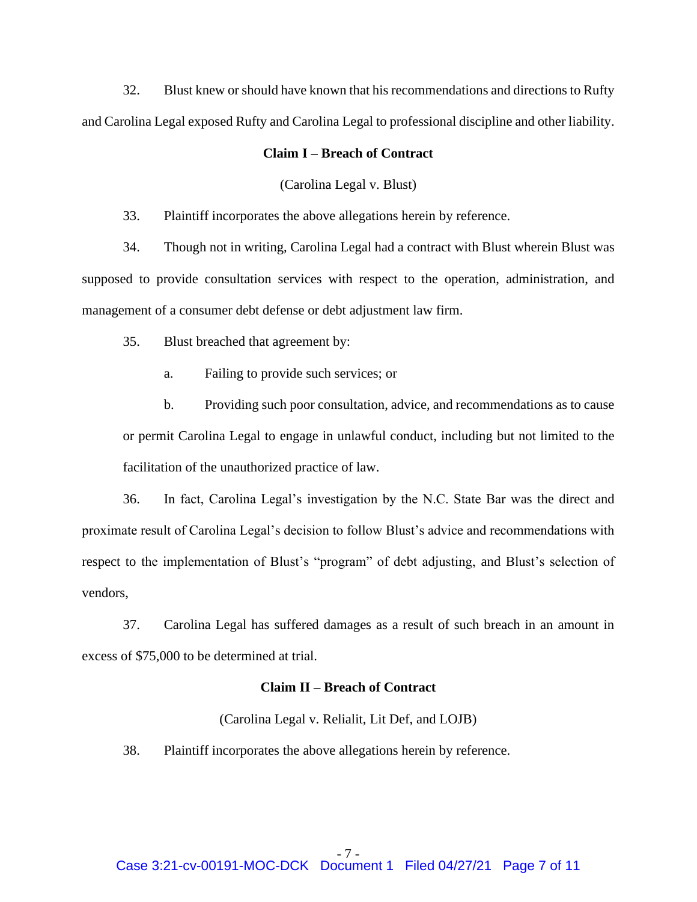32. Blust knew or should have known that his recommendations and directions to Rufty and Carolina Legal exposed Rufty and Carolina Legal to professional discipline and other liability.

**Claim I – Breach of Contract**

(Carolina Legal v. Blust)

33. Plaintiff incorporates the above allegations herein by reference.

34. Though not in writing, Carolina Legal had a contract with Blust wherein Blust was supposed to provide consultation services with respect to the operation, administration, and management of a consumer debt defense or debt adjustment law firm.

35. Blust breached that agreement by:

a. Failing to provide such services; or

b. Providing such poor consultation, advice, and recommendations as to cause or permit Carolina Legal to engage in unlawful conduct, including but not limited to the facilitation of the unauthorized practice of law.

36. In fact, Carolina Legal's investigation by the N.C. State Bar was the direct and proximate result of Carolina Legal's decision to follow Blust's advice and recommendations with respect to the implementation of Blust's "program" of debt adjusting, and Blust's selection of vendors,

37. Carolina Legal has suffered damages as a result of such breach in an amount in excess of $75,000 to be determined at trial.

**Claim II – Breach of Contract**

(Carolina Legal v. Relialit, Lit Def, and LOJB)

38. Plaintiff incorporates the above allegations herein by reference.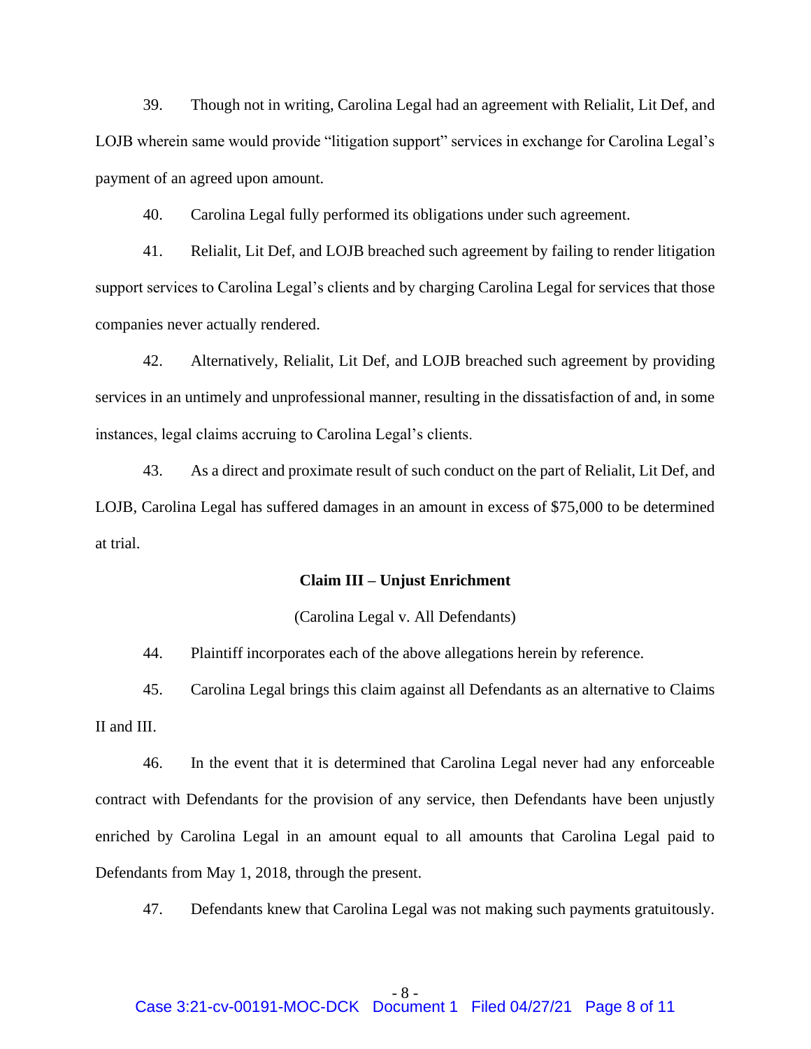39. Though not in writing, Carolina Legal had an agreement with Relialit, Lit Def, and LOJB wherein same would provide "litigation support" services in exchange for Carolina Legal's payment of an agreed upon amount.

40. Carolina Legal fully performed its obligations under such agreement.

41. Relialit, Lit Def, and LOJB breached such agreement by failing to render litigation support services to Carolina Legal's clients and by charging Carolina Legal for services that those companies never actually rendered.

42. Alternatively, Relialit, Lit Def, and LOJB breached such agreement by providing services in an untimely and unprofessional manner, resulting in the dissatisfaction of and, in some instances, legal claims accruing to Carolina Legal's clients.

43. As a direct and proximate result of such conduct on the part of Relialit, Lit Def, and LOJB, Carolina Legal has suffered damages in an amount in excess of $75,000 to be determined at trial.

**Claim III – Unjust Enrichment**

(Carolina Legal v. All Defendants)

44. Plaintiff incorporates each of the above allegations herein by reference.

45. Carolina Legal brings this claim against all Defendants as an alternative to Claims II and III.

46. In the event that it is determined that Carolina Legal never had any enforceable contract with Defendants for the provision of any service, then Defendants have been unjustly enriched by Carolina Legal in an amount equal to all amounts that Carolina Legal paid to Defendants from May 1, 2018, through the present.

47. Defendants knew that Carolina Legal was not making such payments gratuitously.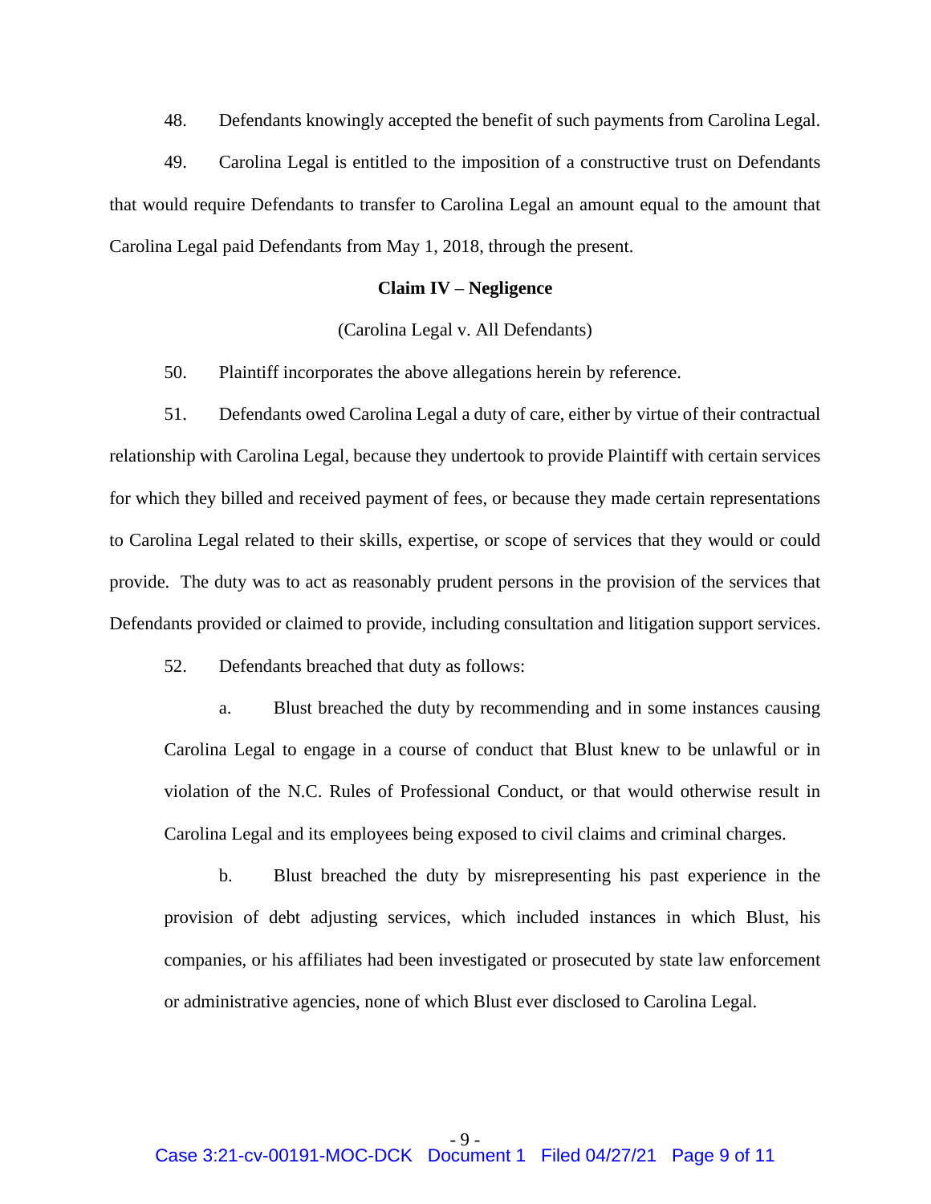48. Defendants knowingly accepted the benefit of such payments from Carolina Legal.

49. Carolina Legal is entitled to the imposition of a constructive trust on Defendants that would require Defendants to transfer to Carolina Legal an amount equal to the amount that Carolina Legal paid Defendants from May 1, 2018, through the present.

**Claim IV – Negligence**

(Carolina Legal v. All Defendants)

50. Plaintiff incorporates the above allegations herein by reference.

51. Defendants owed Carolina Legal a duty of care, either by virtue of their contractual relationship with Carolina Legal, because they undertook to provide Plaintiff with certain services for which they billed and received payment of fees, or because they made certain representations to Carolina Legal related to their skills, expertise, or scope of services that they would or could provide. The duty was to act as reasonably prudent persons in the provision of the services that Defendants provided or claimed to provide, including consultation and litigation support services.

52. Defendants breached that duty as follows:

a. Blust breached the duty by recommending and in some instances causing Carolina Legal to engage in a course of conduct that Blust knew to be unlawful or in violation of the N.C. Rules of Professional Conduct, or that would otherwise result in Carolina Legal and its employees being exposed to civil claims and criminal charges.

b. Blust breached the duty by misrepresenting his past experience in the provision of debt adjusting services, which included instances in which Blust, his companies, or his affiliates had been investigated or prosecuted by state law enforcement or administrative agencies, none of which Blust ever disclosed to Carolina Legal.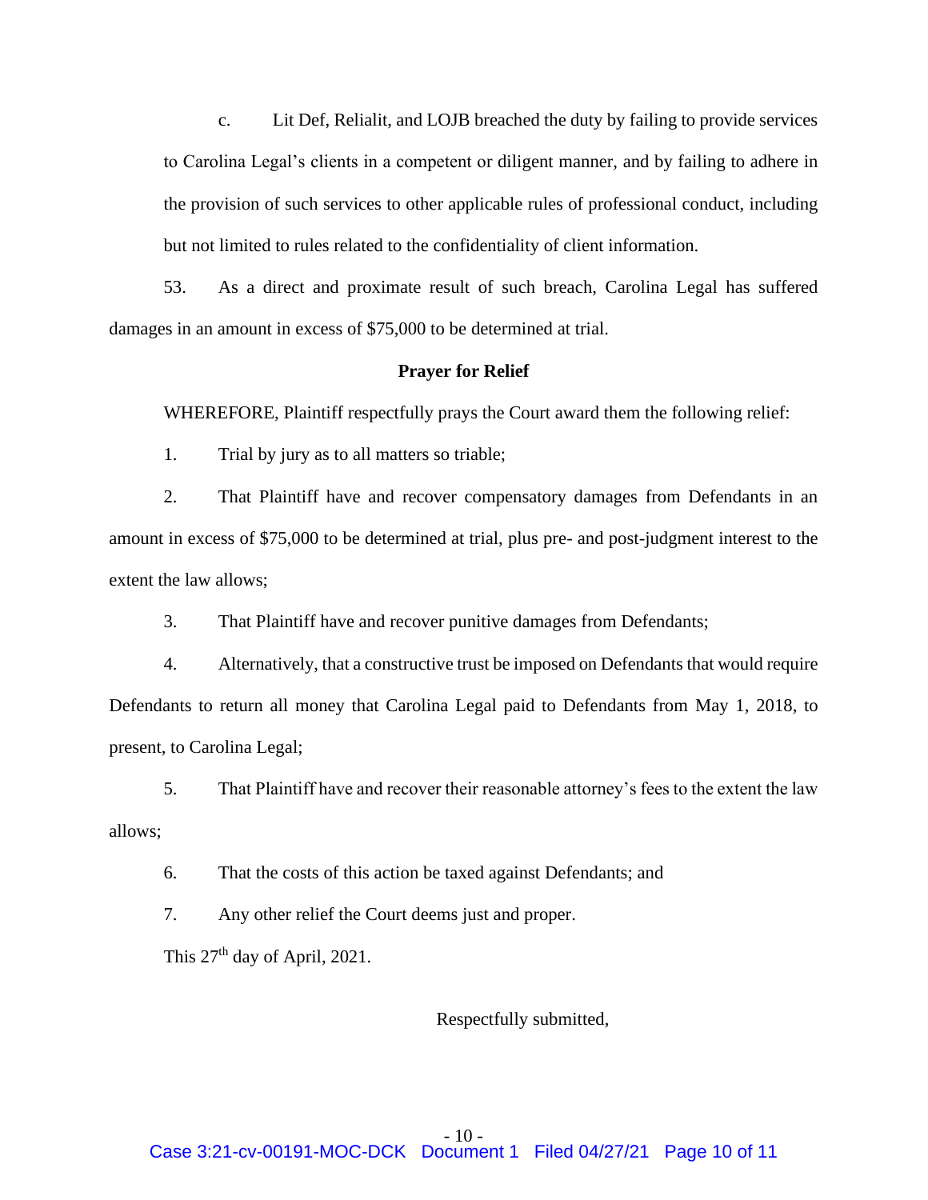c. Lit Def, Relialit, and LOJB breached the duty by failing to provide services to Carolina Legal's clients in a competent or diligent manner, and by failing to adhere in the provision of such services to other applicable rules of professional conduct, including but not limited to rules related to the confidentiality of client information.

53. As a direct and proximate result of such breach, Carolina Legal has suffered damages in an amount in excess of $75,000 to be determined at trial.

**Prayer for Relief**

WHEREFORE, Plaintiff respectfully prays the Court award them the following relief:

1. Trial by jury as to all matters so triable;

2. That Plaintiff have and recover compensatory damages from Defendants in an amount in excess of $75,000 to be determined at trial, plus pre- and post-judgment interest to the extent the law allows;

3. That Plaintiff have and recover punitive damages from Defendants;

4. Alternatively, that a constructive trust be imposed on Defendants that would require Defendants to return all money that Carolina Legal paid to Defendants from May 1, 2018, to present, to Carolina Legal;

5. That Plaintiff have and recover their reasonable attorney's fees to the extent the law allows;

6. That the costs of this action be taxed against Defendants; and

7. Any other relief the Court deems just and proper.

This 27th day of April, 2021.

Respectfully submitted,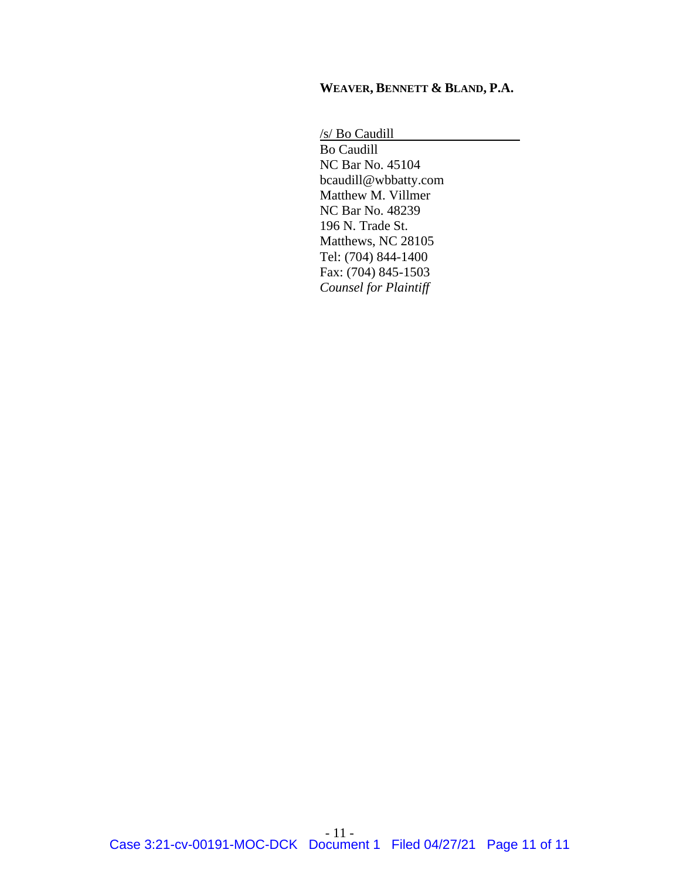**WEAVER, BENNETT & BLAND, P.A.**

/s/ Bo Caudill
Bo Caudill
NC Bar No. 45104
bcaudill@wbbatty.com
Matthew M. Villmer
NC Bar No. 48239
196 N. Trade St.
Matthews, NC 28105
Tel: (704) 844-1400
Fax: (704) 845-1503
*Counsel for Plaintiff*